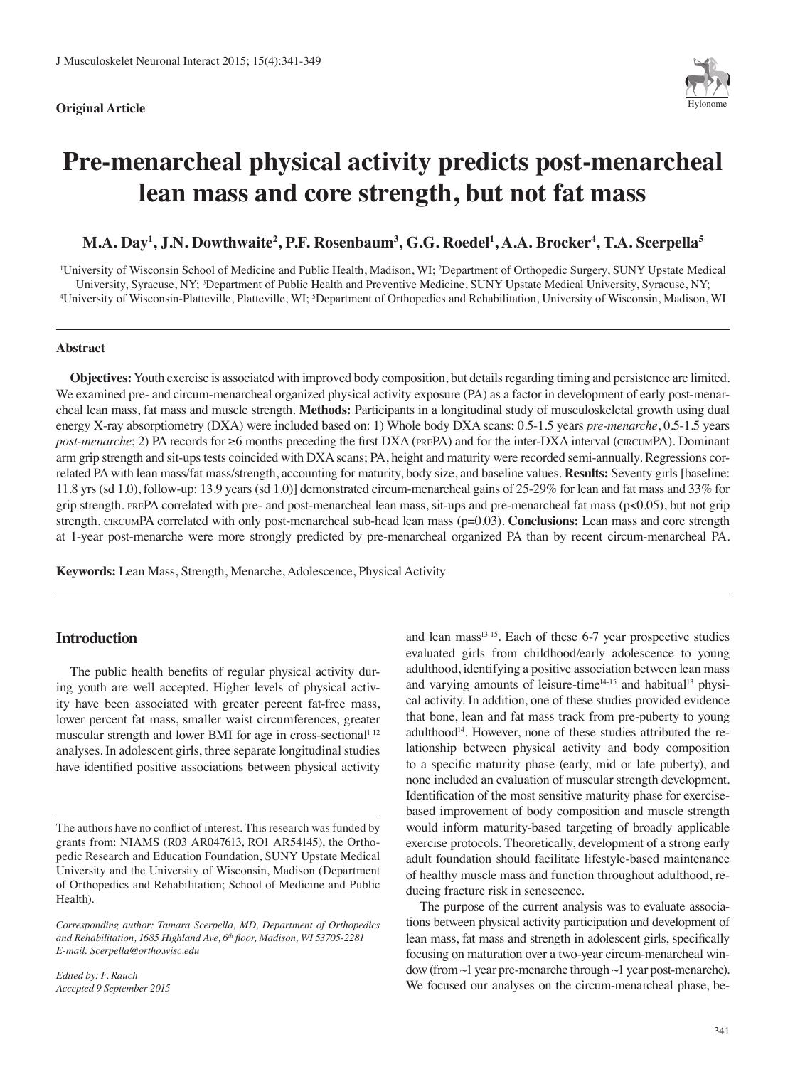**Original Article**

# Pre-menarcheal physical activity predicts post-menarcheal lean mass and core strength, but not fat mass

**M.A. Day[1], J.N. Dowthwaite[2], P.F. Rosenbaum[3], G.G. Roedel[1], A.A. Brocker[4], T.A. Scerpella[5]**

[1]University of Wisconsin School of Medicine and Public Health, Madison, WI; [2]Department of Orthopedic Surgery, SUNY Upstate Medical University, Syracuse, NY; [3]Department of Public Health and Preventive Medicine, SUNY Upstate Medical University, Syracuse, NY; [4]University of Wisconsin-Platteville, Platteville, WI; [5]Department of Orthopedics and Rehabilitation, University of Wisconsin, Madison, WI

### Abstract

**Objectives:** Youth exercise is associated with improved body composition, but details regarding timing and persistence are limited. We examined pre- and circum-menarcheal organized physical activity exposure (PA) as a factor in development of early post-menarcheal lean mass, fat mass and muscle strength. **Methods:** Participants in a longitudinal study of musculoskeletal growth using dual energy X-ray absorptiometry (DXA) were included based on: 1) Whole body DXA scans: 0.5-1.5 years *pre-menarche*, 0.5-1.5 years *post-menarche*; 2) PA records for ≥6 months preceding the first DXA (PREPA) and for the inter-DXA interval (CIRCUMPA). Dominant arm grip strength and sit-ups tests coincided with DXA scans; PA, height and maturity were recorded semi-annually. Regressions correlated PA with lean mass/fat mass/strength, accounting for maturity, body size, and baseline values. **Results:** Seventy girls [baseline: 11.8 yrs (sd 1.0), follow-up: 13.9 years (sd 1.0)] demonstrated circum-menarcheal gains of 25-29% for lean and fat mass and 33% for grip strength. PREPA correlated with pre- and post-menarcheal lean mass, sit-ups and pre-menarcheal fat mass ($p<0.05$), but not grip strength. CIRCUMPA correlated with only post-menarcheal sub-head lean mass ($p=0.03$). **Conclusions:** Lean mass and core strength at 1-year post-menarche were more strongly predicted by pre-menarcheal organized PA than by recent circum-menarcheal PA.

**Keywords:** Lean Mass, Strength, Menarche, Adolescence, Physical Activity

## Introduction

The public health benefits of regular physical activity during youth are well accepted. Higher levels of physical activity have been associated with greater percent fat-free mass, lower percent fat mass, smaller waist circumferences, greater muscular strength and lower BMI for age in cross-sectional[1-12] analyses. In adolescent girls, three separate longitudinal studies have identified positive associations between physical activity and lean mass[13-15]. Each of these 6-7 year prospective studies evaluated girls from childhood/early adolescence to young adulthood, identifying a positive association between lean mass and varying amounts of leisure-time[14-15] and habitual[13] physical activity. In addition, one of these studies provided evidence that bone, lean and fat mass track from pre-puberty to young adulthood[14]. However, none of these studies attributed the relationship between physical activity and body composition to a specific maturity phase (early, mid or late puberty), and none included an evaluation of muscular strength development. Identification of the most sensitive maturity phase for exercise-based improvement of body composition and muscle strength would inform maturity-based targeting of broadly applicable exercise protocols. Theoretically, development of a strong early adult foundation should facilitate lifestyle-based maintenance of healthy muscle mass and function throughout adulthood, reducing fracture risk in senescence.

The purpose of the current analysis was to evaluate associations between physical activity participation and development of lean mass, fat mass and strength in adolescent girls, specifically focusing on maturation over a two-year circum-menarcheal window (from ~1 year pre-menarche through ~1 year post-menarche). We focused our analyses on the circum-menarcheal phase, be-

The authors have no conflict of interest. This research was funded by grants from: NIAMS (R03 AR047613, RO1 AR54145), the Orthopedic Research and Education Foundation, SUNY Upstate Medical University and the University of Wisconsin, Madison (Department of Orthopedics and Rehabilitation; School of Medicine and Public Health).

*Corresponding author: Tamara Scerpella, MD, Department of Orthopedics and Rehabilitation, 1685 Highland Ave, 6th floor, Madison, WI 53705-2281 E-mail: Scerpella@ortho.wisc.edu*

*Edited by: F. Rauch*
*Accepted 9 September 2015*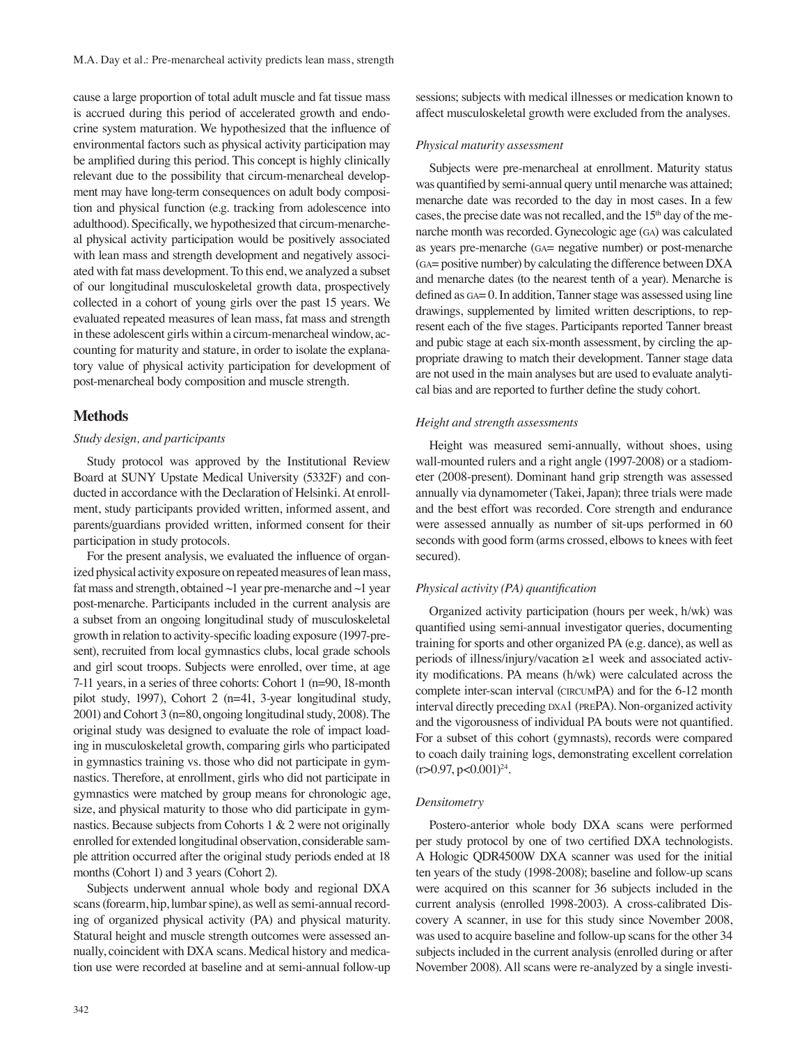cause a large proportion of total adult muscle and fat tissue mass is accrued during this period of accelerated growth and endocrine system maturation. We hypothesized that the influence of environmental factors such as physical activity participation may be amplified during this period. This concept is highly clinically relevant due to the possibility that circum-menarcheal development may have long-term consequences on adult body composition and physical function (e.g. tracking from adolescence into adulthood). Specifically, we hypothesized that circum-menarcheal physical activity participation would be positively associated with lean mass and strength development and negatively associated with fat mass development. To this end, we analyzed a subset of our longitudinal musculoskeletal growth data, prospectively collected in a cohort of young girls over the past 15 years. We evaluated repeated measures of lean mass, fat mass and strength in these adolescent girls within a circum-menarcheal window, accounting for maturity and stature, in order to isolate the explanatory value of physical activity participation for development of post-menarcheal body composition and muscle strength.

## Methods

### *Study design, and participants*

Study protocol was approved by the Institutional Review Board at SUNY Upstate Medical University (5332F) and conducted in accordance with the Declaration of Helsinki. At enrollment, study participants provided written, informed assent, and parents/guardians provided written, informed consent for their participation in study protocols.

For the present analysis, we evaluated the influence of organized physical activity exposure on repeated measures of lean mass, fat mass and strength, obtained ~1 year pre-menarche and ~1 year post-menarche. Participants included in the current analysis are a subset from an ongoing longitudinal study of musculoskeletal growth in relation to activity-specific loading exposure (1997-present), recruited from local gymnastics clubs, local grade schools and girl scout troops. Subjects were enrolled, over time, at age 7-11 years, in a series of three cohorts: Cohort 1 (n=90, 18-month pilot study, 1997), Cohort 2 (n=41, 3-year longitudinal study, 2001) and Cohort 3 (n=80, ongoing longitudinal study, 2008). The original study was designed to evaluate the role of impact loading in musculoskeletal growth, comparing girls who participated in gymnastics training vs. those who did not participate in gymnastics. Therefore, at enrollment, girls who did not participate in gymnastics were matched by group means for chronologic age, size, and physical maturity to those who did participate in gymnastics. Because subjects from Cohorts 1 & 2 were not originally enrolled for extended longitudinal observation, considerable sample attrition occurred after the original study periods ended at 18 months (Cohort 1) and 3 years (Cohort 2).

Subjects underwent annual whole body and regional DXA scans (forearm, hip, lumbar spine), as well as semi-annual recording of organized physical activity (PA) and physical maturity. Statural height and muscle strength outcomes were assessed annually, coincident with DXA scans. Medical history and medication use were recorded at baseline and at semi-annual follow-up sessions; subjects with medical illnesses or medication known to affect musculoskeletal growth were excluded from the analyses.

### *Physical maturity assessment*

Subjects were pre-menarcheal at enrollment. Maturity status was quantified by semi-annual query until menarche was attained; menarche date was recorded to the day in most cases. In a few cases, the precise date was not recalled, and the 15th day of the menarche month was recorded. Gynecologic age (GA) was calculated as years pre-menarche (GA= negative number) or post-menarche (GA= positive number) by calculating the difference between DXA and menarche dates (to the nearest tenth of a year). Menarche is defined as GA= 0. In addition, Tanner stage was assessed using line drawings, supplemented by limited written descriptions, to represent each of the five stages. Participants reported Tanner breast and pubic stage at each six-month assessment, by circling the appropriate drawing to match their development. Tanner stage data are not used in the main analyses but are used to evaluate analytical bias and are reported to further define the study cohort.

### *Height and strength assessments*

Height was measured semi-annually, without shoes, using wall-mounted rulers and a right angle (1997-2008) or a stadiometer (2008-present). Dominant hand grip strength was assessed annually via dynamometer (Takei, Japan); three trials were made and the best effort was recorded. Core strength and endurance were assessed annually as number of sit-ups performed in 60 seconds with good form (arms crossed, elbows to knees with feet secured).

### *Physical activity (PA) quantification*

Organized activity participation (hours per week, h/wk) was quantified using semi-annual investigator queries, documenting training for sports and other organized PA (e.g. dance), as well as periods of illness/injury/vacation ≥1 week and associated activity modifications. PA means (h/wk) were calculated across the complete inter-scan interval (CIRCUMPA) and for the 6-12 month interval directly preceding DXA1 (PREPA). Non-organized activity and the vigorousness of individual PA bouts were not quantified. For a subset of this cohort (gymnasts), records were compared to coach daily training logs, demonstrating excellent correlation ($r>0.97$, $p<0.001$)[24].

### *Densitometry*

Postero-anterior whole body DXA scans were performed per study protocol by one of two certified DXA technologists. A Hologic QDR4500W DXA scanner was used for the initial ten years of the study (1998-2008); baseline and follow-up scans were acquired on this scanner for 36 subjects included in the current analysis (enrolled 1998-2003). A cross-calibrated Discovery A scanner, in use for this study since November 2008, was used to acquire baseline and follow-up scans for the other 34 subjects included in the current analysis (enrolled during or after November 2008). All scans were re-analyzed by a single investi-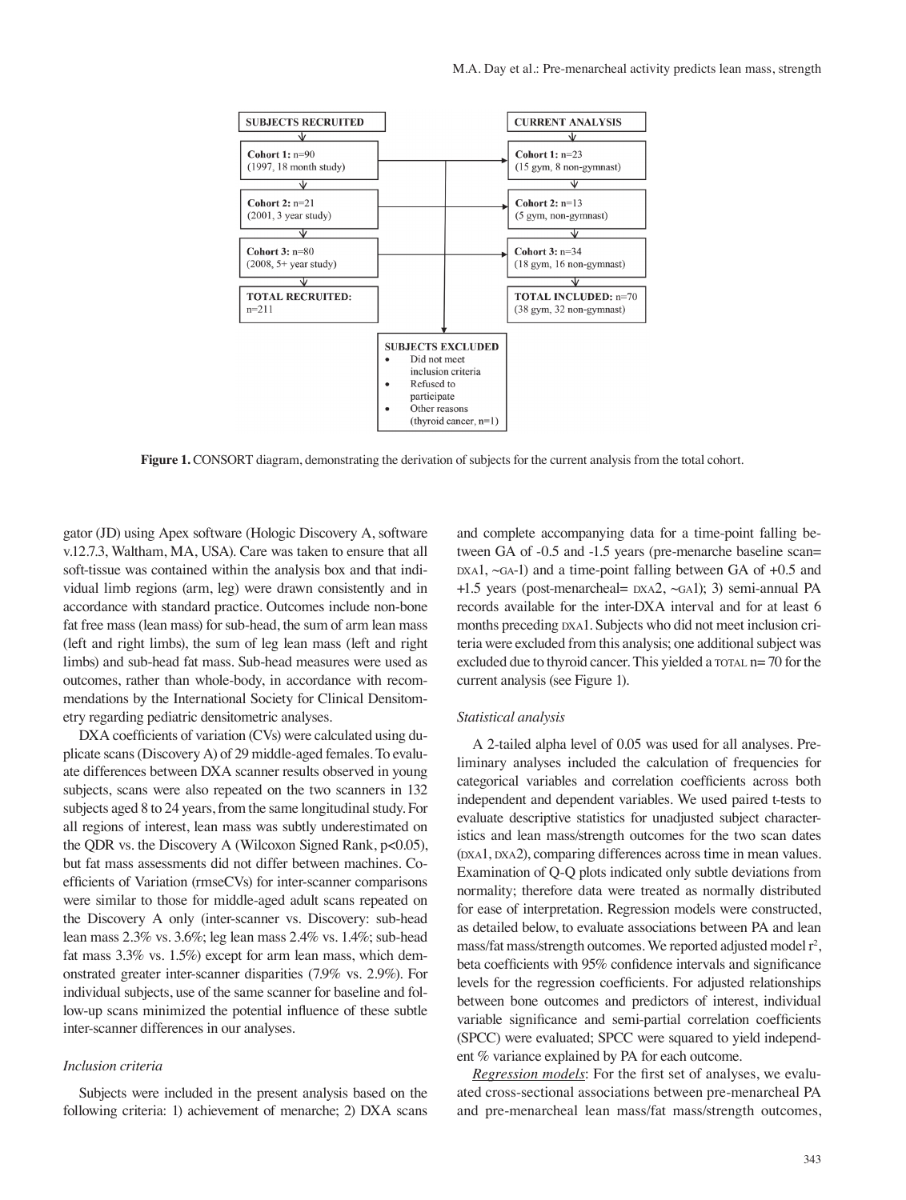| SUBJECTS RECRUITED | CURRENT ANALYSIS |
| --- | --- |
| **Cohort 1:** n=90 (1997, 18 month study) | **Cohort 1:** n=23 (15 gym, 8 non-gymnast) |
| **Cohort 2:** n=21 (2001, 3 year study) | **Cohort 2:** n=13 (5 gym, non-gymnast) |
| **Cohort 3:** n=80 (2008, 5+ year study) | **Cohort 3:** n=34 (18 gym, 16 non-gymnast) |
| **TOTAL RECRUITED:** n=211 | **TOTAL INCLUDED:** n=70 (38 gym, 32 non-gymnast) |

**SUBJECTS EXCLUDED**
- Did not meet inclusion criteria
- Refused to participate
- Other reasons (thyroid cancer, n=1)

**Figure 1.** CONSORT diagram, demonstrating the derivation of subjects for the current analysis from the total cohort.

gator (JD) using Apex software (Hologic Discovery A, software v.12.7.3, Waltham, MA, USA). Care was taken to ensure that all soft-tissue was contained within the analysis box and that individual limb regions (arm, leg) were drawn consistently and in accordance with standard practice. Outcomes include non-bone fat free mass (lean mass) for sub-head, the sum of arm lean mass (left and right limbs), the sum of leg lean mass (left and right limbs) and sub-head fat mass. Sub-head measures were used as outcomes, rather than whole-body, in accordance with recommendations by the International Society for Clinical Densitometry regarding pediatric densitometric analyses.

DXA coefficients of variation (CVs) were calculated using duplicate scans (Discovery A) of 29 middle-aged females. To evaluate differences between DXA scanner results observed in young subjects, scans were also repeated on the two scanners in 132 subjects aged 8 to 24 years, from the same longitudinal study. For all regions of interest, lean mass was subtly underestimated on the QDR vs. the Discovery A (Wilcoxon Signed Rank, $p<0.05$), but fat mass assessments did not differ between machines. Coefficients of Variation (rmseCVs) for inter-scanner comparisons were similar to those for middle-aged adult scans repeated on the Discovery A only (inter-scanner vs. Discovery: sub-head lean mass 2.3% vs. 3.6%; leg lean mass 2.4% vs. 1.4%; sub-head fat mass 3.3% vs. 1.5%) except for arm lean mass, which demonstrated greater inter-scanner disparities (7.9% vs. 2.9%). For individual subjects, use of the same scanner for baseline and follow-up scans minimized the potential influence of these subtle inter-scanner differences in our analyses.

*Inclusion criteria*

Subjects were included in the present analysis based on the following criteria: 1) achievement of menarche; 2) DXA scans and complete accompanying data for a time-point falling between GA of -0.5 and -1.5 years (pre-menarche baseline scan= DXA1, ~GA-1) and a time-point falling between GA of +0.5 and +1.5 years (post-menarcheal= DXA2, ~GA1); 3) semi-annual PA records available for the inter-DXA interval and for at least 6 months preceding DXA1. Subjects who did not meet inclusion criteria were excluded from this analysis; one additional subject was excluded due to thyroid cancer. This yielded a TOTAL n= 70 for the current analysis (see Figure 1).

*Statistical analysis*

A 2-tailed alpha level of 0.05 was used for all analyses. Preliminary analyses included the calculation of frequencies for categorical variables and correlation coefficients across both independent and dependent variables. We used paired t-tests to evaluate descriptive statistics for unadjusted subject characteristics and lean mass/strength outcomes for the two scan dates (DXA1, DXA2), comparing differences across time in mean values. Examination of Q-Q plots indicated only subtle deviations from normality; therefore data were treated as normally distributed for ease of interpretation. Regression models were constructed, as detailed below, to evaluate associations between PA and lean mass/fat mass/strength outcomes. We reported adjusted model $r^2$, beta coefficients with 95% confidence intervals and significance levels for the regression coefficients. For adjusted relationships between bone outcomes and predictors of interest, individual variable significance and semi-partial correlation coefficients (SPCC) were evaluated; SPCC were squared to yield independent % variance explained by PA for each outcome.

Regression models: For the first set of analyses, we evaluated cross-sectional associations between pre-menarcheal PA and pre-menarcheal lean mass/fat mass/strength outcomes,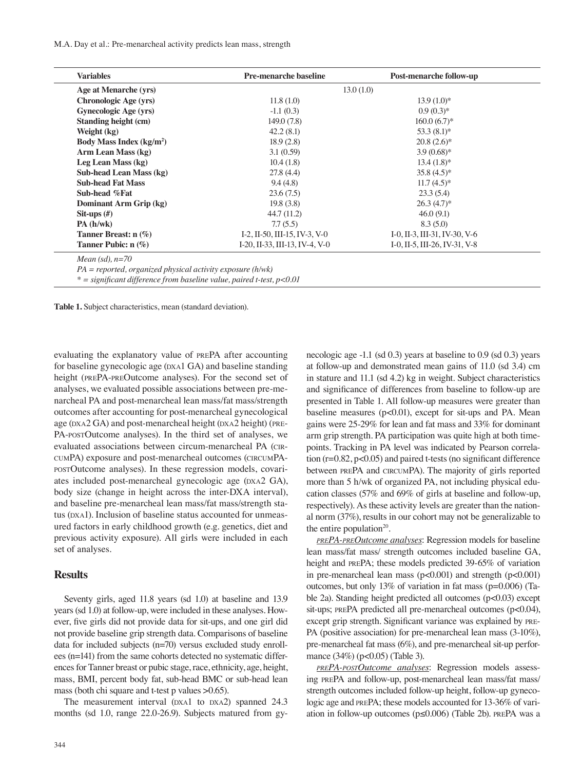| Variables | Pre-menarche baseline | Post-menarche follow-up |
|---|---|---|
| **Age at Menarche (yrs)** | 13.0 (1.0) | |
| **Chronologic Age (yrs)** | 11.8 (1.0) | 13.9 (1.0)* |
| **Gynecologic Age (yrs)** | -1.1 (0.3) | 0.9 (0.3)* |
| **Standing height (cm)** | 149.0 (7.8) | 160.0 (6.7)* |
| **Weight (kg)** | 42.2 (8.1) | 53.3 (8.1)* |
| **Body Mass Index (kg/m²)** | 18.9 (2.8) | 20.8 (2.6)* |
| **Arm Lean Mass (kg)** | 3.1 (0.59) | 3.9 (0.68)* |
| **Leg Lean Mass (kg)** | 10.4 (1.8) | 13.4 (1.8)* |
| **Sub-head Lean Mass (kg)** | 27.8 (4.4) | 35.8 (4.5)* |
| **Sub-head Fat Mass** | 9.4 (4.8) | 11.7 (4.5)* |
| **Sub-head %Fat** | 23.6 (7.5) | 23.3 (5.4) |
| **Dominant Arm Grip (kg)** | 19.8 (3.8) | 26.3 (4.7)* |
| **Sit-ups (#)** | 44.7 (11.2) | 46.0 (9.1) |
| **PA (h/wk)** | 7.7 (5.5) | 8.3 (5.0) |
| **Tanner Breast: n (%)** | I-2, II-50, III-15, IV-3, V-0 | I-0, II-3, III-31, IV-30, V-6 |
| **Tanner Pubic: n (%)** | I-20, II-33, III-13, IV-4, V-0 | I-0, II-5, III-26, IV-31, V-8 |

*Mean (sd), n=70*
*PA = reported, organized physical activity exposure (h/wk)*
*\* = significant difference from baseline value, paired t-test, p<0.01*

**Table 1.** Subject characteristics, mean (standard deviation).

evaluating the explanatory value of prePA after accounting for baseline gynecologic age (DXA1 GA) and baseline standing height (prePA-preOutcome analyses). For the second set of analyses, we evaluated possible associations between pre-menarcheal PA and post-menarcheal lean mass/fat mass/strength outcomes after accounting for post-menarcheal gynecological age (DXA2 GA) and post-menarcheal height (DXA2 height) (prePA-postOutcome analyses). In the third set of analyses, we evaluated associations between circum-menarcheal PA (circumPA) exposure and post-menarcheal outcomes (circumPA-postOutcome analyses). In these regression models, covariates included post-menarcheal gynecologic age (DXA2 GA), body size (change in height across the inter-DXA interval), and baseline pre-menarcheal lean mass/fat mass/strength status (DXA1). Inclusion of baseline status accounted for unmeasured factors in early childhood growth (e.g. genetics, diet and previous activity exposure). All girls were included in each set of analyses.

## Results

Seventy girls, aged 11.8 years (sd 1.0) at baseline and 13.9 years (sd 1.0) at follow-up, were included in these analyses. However, five girls did not provide data for sit-ups, and one girl did not provide baseline grip strength data. Comparisons of baseline data for included subjects (n=70) versus excluded study enrollees (n=141) from the same cohorts detected no systematic differences for Tanner breast or pubic stage, race, ethnicity, age, height, mass, BMI, percent body fat, sub-head BMC or sub-head lean mass (both chi square and t-test p values >0.65).

The measurement interval (DXA1 to DXA2) spanned 24.3 months (sd 1.0, range 22.0-26.9). Subjects matured from gynecologic age -1.1 (sd 0.3) years at baseline to 0.9 (sd 0.3) years at follow-up and demonstrated mean gains of 11.0 (sd 3.4) cm in stature and 11.1 (sd 4.2) kg in weight. Subject characteristics and significance of differences from baseline to follow-up are presented in Table 1. All follow-up measures were greater than baseline measures (p<0.01), except for sit-ups and PA. Mean gains were 25-29% for lean and fat mass and 33% for dominant arm grip strength. PA participation was quite high at both timepoints. Tracking in PA level was indicated by Pearson correlation (r=0.82, p<0.05) and paired t-tests (no significant difference between prePA and circumPA). The majority of girls reported more than 5 h/wk of organized PA, not including physical education classes (57% and 69% of girls at baseline and follow-up, respectively). As these activity levels are greater than the national norm (37%), results in our cohort may not be generalizable to the entire population[20].

*prePA-preOutcome analyses*: Regression models for baseline lean mass/fat mass/ strength outcomes included baseline GA, height and prePA; these models predicted 39-65% of variation in pre-menarcheal lean mass (p<0.001) and strength (p<0.001) outcomes, but only 13% of variation in fat mass (p=0.006) (Table 2a). Standing height predicted all outcomes (p<0.03) except sit-ups; prePA predicted all pre-menarcheal outcomes (p<0.04), except grip strength. Significant variance was explained by prePA (positive association) for pre-menarcheal lean mass (3-10%), pre-menarcheal fat mass (6%), and pre-menarcheal sit-up performance (34%) (p<0.05) (Table 3).

*prePA-postOutcome analyses*: Regression models assessing prePA and follow-up, post-menarcheal lean mass/fat mass/ strength outcomes included follow-up height, follow-up gynecologic age and prePA; these models accounted for 13-36% of variation in follow-up outcomes (p≤0.006) (Table 2b). prePA was a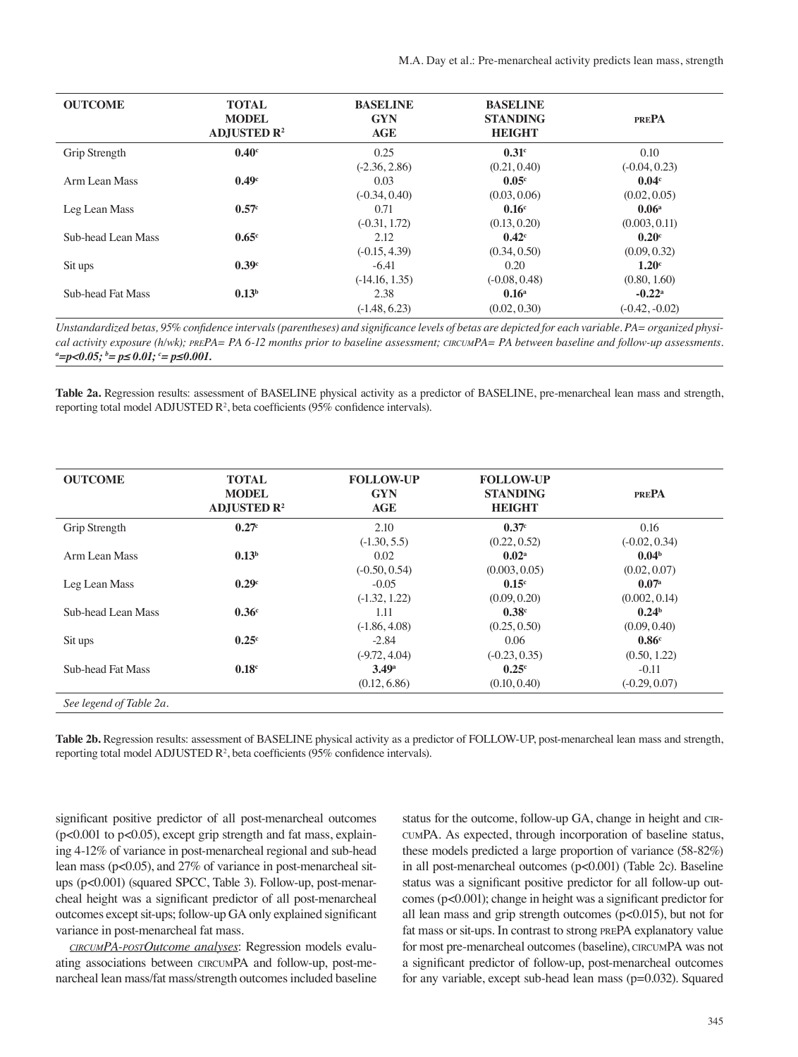| OUTCOME | TOTAL MODEL ADJUSTED $R^2$ | BASELINE GYN AGE | BASELINE STANDING HEIGHT | PREPA |
|---|---|---|---|---|
| Grip Strength | **0.40**[c] | 0.25 (-2.36, 2.86) | **0.31**[c] (0.21, 0.40) | 0.10 (-0.04, 0.23) |
| Arm Lean Mass | **0.49**[c] | 0.03 (-0.34, 0.40) | **0.05**[c] (0.03, 0.06) | **0.04**[c] (0.02, 0.05) |
| Leg Lean Mass | **0.57**[c] | 0.71 (-0.31, 1.72) | **0.16**[c] (0.13, 0.20) | **0.06**[a] (0.003, 0.11) |
| Sub-head Lean Mass | **0.65**[c] | 2.12 (-0.15, 4.39) | **0.42**[c] (0.34, 0.50) | **0.20**[c] (0.09, 0.32) |
| Sit ups | **0.39**[c] | -6.41 (-14.16, 1.35) | 0.20 (-0.08, 0.48) | **1.20**[c] (0.80, 1.60) |
| Sub-head Fat Mass | **0.13**[b] | 2.38 (-1.48, 6.23) | **0.16**[a] (0.02, 0.30) | **-0.22**[a] (-0.42, -0.02) |

*Unstandardized betas, 95% confidence intervals (parentheses) and significance levels of betas are depicted for each variable. PA= organized physical activity exposure (h/wk); PREPA= PA 6-12 months prior to baseline assessment; CIRCUMPA= PA between baseline and follow-up assessments.* ***[a]=p<0.05; [b]= p≤ 0.01; [c]= p≤0.001.***

**Table 2a.** Regression results: assessment of BASELINE physical activity as a predictor of BASELINE, pre-menarcheal lean mass and strength, reporting total model ADJUSTED $R^2$, beta coefficients (95% confidence intervals).

| OUTCOME | TOTAL MODEL ADJUSTED $R^2$ | FOLLOW-UP GYN AGE | FOLLOW-UP STANDING HEIGHT | PREPA |
|---|---|---|---|---|
| Grip Strength | **0.27**[c] | 2.10 (-1.30, 5.5) | **0.37**[c] (0.22, 0.52) | 0.16 (-0.02, 0.34) |
| Arm Lean Mass | **0.13**[b] | 0.02 (-0.50, 0.54) | **0.02**[a] (0.003, 0.05) | **0.04**[b] (0.02, 0.07) |
| Leg Lean Mass | **0.29**[c] | -0.05 (-1.32, 1.22) | **0.15**[c] (0.09, 0.20) | **0.07**[a] (0.002, 0.14) |
| Sub-head Lean Mass | **0.36**[c] | 1.11 (-1.86, 4.08) | **0.38**[c] (0.25, 0.50) | **0.24**[b] (0.09, 0.40) |
| Sit ups | **0.25**[c] | -2.84 (-9.72, 4.04) | 0.06 (-0.23, 0.35) | **0.86**[c] (0.50, 1.22) |
| Sub-head Fat Mass | **0.18**[c] | **3.49**[a] (0.12, 6.86) | **0.25**[c] (0.10, 0.40) | -0.11 (-0.29, 0.07) |

*See legend of Table 2a.*

**Table 2b.** Regression results: assessment of BASELINE physical activity as a predictor of FOLLOW-UP, post-menarcheal lean mass and strength, reporting total model ADJUSTED $R^2$, beta coefficients (95% confidence intervals).

significant positive predictor of all post-menarcheal outcomes (p<0.001 to p<0.05), except grip strength and fat mass, explaining 4-12% of variance in post-menarcheal regional and sub-head lean mass (p<0.05), and 27% of variance in post-menarcheal sit-ups (p<0.001) (squared SPCC, Table 3). Follow-up, post-menarcheal height was a significant predictor of all post-menarcheal outcomes except sit-ups; follow-up GA only explained significant variance in post-menarcheal fat mass.

*CIRCUMPA-POSTOutcome analyses*: Regression models evaluating associations between CIRCUMPA and follow-up, post-menarcheal lean mass/fat mass/strength outcomes included baseline status for the outcome, follow-up GA, change in height and CIRCUMPA. As expected, through incorporation of baseline status, these models predicted a large proportion of variance (58-82%) in all post-menarcheal outcomes (p<0.001) (Table 2c). Baseline status was a significant positive predictor for all follow-up outcomes (p<0.001); change in height was a significant predictor for all lean mass and grip strength outcomes (p<0.015), but not for fat mass or sit-ups. In contrast to strong PREPA explanatory value for most pre-menarcheal outcomes (baseline), CIRCUMPA was not a significant predictor of follow-up, post-menarcheal outcomes for any variable, except sub-head lean mass (p=0.032). Squared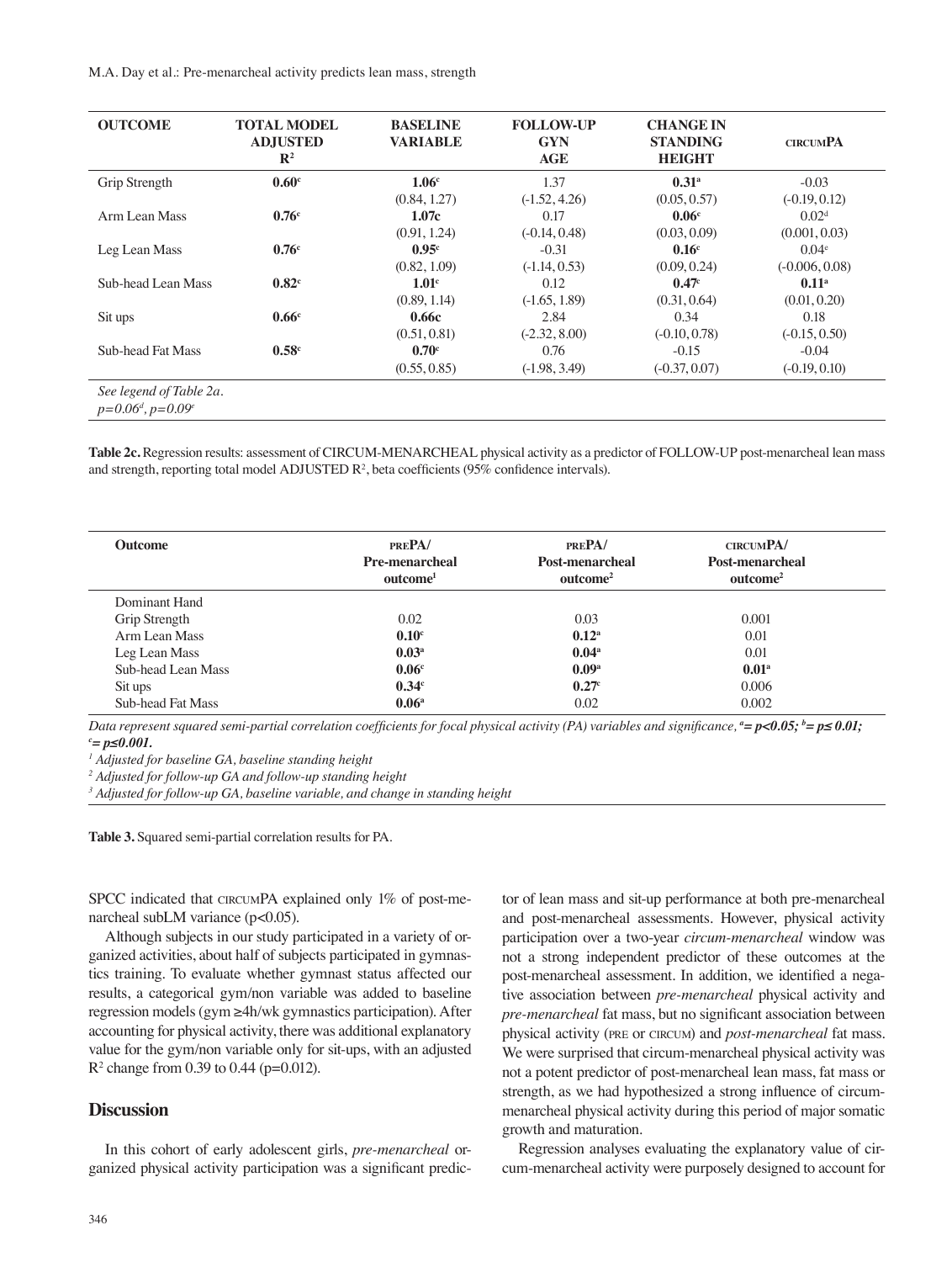| OUTCOME | TOTAL MODEL ADJUSTED $R^2$ | BASELINE VARIABLE | FOLLOW-UP GYN AGE | CHANGE IN STANDING HEIGHT | CIRCUMPA |
|---|---|---|---|---|---|
| Grip Strength | **0.60**[c] | **1.06**[c] | 1.37 | **0.31**[a] | -0.03 |
| | | (0.84, 1.27) | (-1.52, 4.26) | (0.05, 0.57) | (-0.19, 0.12) |
| Arm Lean Mass | **0.76**[c] | **1.07c** | 0.17 | **0.06**[c] | 0.02[d] |
| | | (0.91, 1.24) | (-0.14, 0.48) | (0.03, 0.09) | (0.001, 0.03) |
| Leg Lean Mass | **0.76**[c] | **0.95**[c] | -0.31 | **0.16**[c] | 0.04[e] |
| | | (0.82, 1.09) | (-1.14, 0.53) | (0.09, 0.24) | (-0.006, 0.08) |
| Sub-head Lean Mass | **0.82**[c] | **1.01**[c] | 0.12 | **0.47**[c] | **0.11**[a] |
| | | (0.89, 1.14) | (-1.65, 1.89) | (0.31, 0.64) | (0.01, 0.20) |
| Sit ups | **0.66**[c] | **0.66c** | 2.84 | 0.34 | 0.18 |
| | | (0.51, 0.81) | (-2.32, 8.00) | (-0.10, 0.78) | (-0.15, 0.50) |
| Sub-head Fat Mass | **0.58**[c] | **0.70**[c] | 0.76 | -0.15 | -0.04 |
| | | (0.55, 0.85) | (-1.98, 3.49) | (-0.37, 0.07) | (-0.19, 0.10) |

*See legend of Table 2a.*
*p=0.06*[d]*, p=0.09*[e]

**Table 2c.** Regression results: assessment of CIRCUM-MENARCHEAL physical activity as a predictor of FOLLOW-UP post-menarcheal lean mass and strength, reporting total model ADJUSTED $R^2$, beta coefficients (95% confidence intervals).

| Outcome | PREPA/ Pre-menarcheal outcome[1] | PREPA/ Post-menarcheal outcome[2] | CIRCUMPA/ Post-menarcheal outcome[2] |
|---|---|---|---|
| Dominant Hand | | | |
| Grip Strength | 0.02 | 0.03 | 0.001 |
| Arm Lean Mass | **0.10**[c] | **0.12**[a] | 0.01 |
| Leg Lean Mass | **0.03**[a] | **0.04**[a] | 0.01 |
| Sub-head Lean Mass | **0.06**[c] | **0.09**[a] | **0.01**[a] |
| Sit ups | **0.34**[c] | **0.27**[c] | 0.006 |
| Sub-head Fat Mass | **0.06**[a] | 0.02 | 0.002 |

*Data represent squared semi-partial correlation coefficients for focal physical activity (PA) variables and significance,* ***[a]= $p<0.05$; [b]= $p\leq 0.01$; [c]= $p\leq 0.001$.***
[1] *Adjusted for baseline GA, baseline standing height*
[2] *Adjusted for follow-up GA and follow-up standing height*
[3] *Adjusted for follow-up GA, baseline variable, and change in standing height*

**Table 3.** Squared semi-partial correlation results for PA.

SPCC indicated that CIRCUMPA explained only 1% of post-menarcheal subLM variance ($p<0.05$).

Although subjects in our study participated in a variety of organized activities, about half of subjects participated in gymnastics training. To evaluate whether gymnast status affected our results, a categorical gym/non variable was added to baseline regression models (gym ≥4h/wk gymnastics participation). After accounting for physical activity, there was additional explanatory value for the gym/non variable only for sit-ups, with an adjusted $R^2$ change from 0.39 to 0.44 ($p=0.012$).

## Discussion

In this cohort of early adolescent girls, *pre-menarcheal* organized physical activity participation was a significant predictor of lean mass and sit-up performance at both pre-menarcheal and post-menarcheal assessments. However, physical activity participation over a two-year *circum-menarcheal* window was not a strong independent predictor of these outcomes at the post-menarcheal assessment. In addition, we identified a negative association between *pre-menarcheal* physical activity and *pre-menarcheal* fat mass, but no significant association between physical activity (PRE or CIRCUM) and *post-menarcheal* fat mass. We were surprised that circum-menarcheal physical activity was not a potent predictor of post-menarcheal lean mass, fat mass or strength, as we had hypothesized a strong influence of circum-menarcheal physical activity during this period of major somatic growth and maturation.

Regression analyses evaluating the explanatory value of circum-menarcheal activity were purposely designed to account for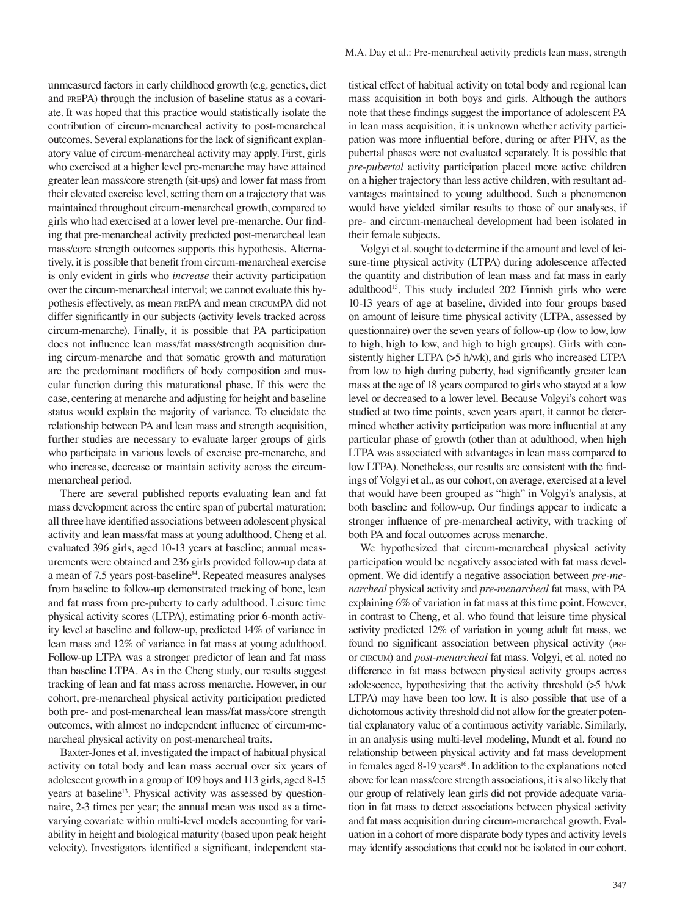unmeasured factors in early childhood growth (e.g. genetics, diet and PREPA) through the inclusion of baseline status as a covariate. It was hoped that this practice would statistically isolate the contribution of circum-menarcheal activity to post-menarcheal outcomes. Several explanations for the lack of significant explanatory value of circum-menarcheal activity may apply. First, girls who exercised at a higher level pre-menarche may have attained greater lean mass/core strength (sit-ups) and lower fat mass from their elevated exercise level, setting them on a trajectory that was maintained throughout circum-menarcheal growth, compared to girls who had exercised at a lower level pre-menarche. Our finding that pre-menarcheal activity predicted post-menarcheal lean mass/core strength outcomes supports this hypothesis. Alternatively, it is possible that benefit from circum-menarcheal exercise is only evident in girls who *increase* their activity participation over the circum-menarcheal interval; we cannot evaluate this hypothesis effectively, as mean PREPA and mean CIRCUMPA did not differ significantly in our subjects (activity levels tracked across circum-menarche). Finally, it is possible that PA participation does not influence lean mass/fat mass/strength acquisition during circum-menarche and that somatic growth and maturation are the predominant modifiers of body composition and muscular function during this maturational phase. If this were the case, centering at menarche and adjusting for height and baseline status would explain the majority of variance. To elucidate the relationship between PA and lean mass and strength acquisition, further studies are necessary to evaluate larger groups of girls who participate in various levels of exercise pre-menarche, and who increase, decrease or maintain activity across the circum-menarcheal period.

There are several published reports evaluating lean and fat mass development across the entire span of pubertal maturation; all three have identified associations between adolescent physical activity and lean mass/fat mass at young adulthood. Cheng et al. evaluated 396 girls, aged 10-13 years at baseline; annual measurements were obtained and 236 girls provided follow-up data at a mean of 7.5 years post-baseline[14]. Repeated measures analyses from baseline to follow-up demonstrated tracking of bone, lean and fat mass from pre-puberty to early adulthood. Leisure time physical activity scores (LTPA), estimating prior 6-month activity level at baseline and follow-up, predicted 14% of variance in lean mass and 12% of variance in fat mass at young adulthood. Follow-up LTPA was a stronger predictor of lean and fat mass than baseline LTPA. As in the Cheng study, our results suggest tracking of lean and fat mass across menarche. However, in our cohort, pre-menarcheal physical activity participation predicted both pre- and post-menarcheal lean mass/fat mass/core strength outcomes, with almost no independent influence of circum-menarcheal physical activity on post-menarcheal traits.

Baxter-Jones et al. investigated the impact of habitual physical activity on total body and lean mass accrual over six years of adolescent growth in a group of 109 boys and 113 girls, aged 8-15 years at baseline[13]. Physical activity was assessed by questionnaire, 2-3 times per year; the annual mean was used as a time-varying covariate within multi-level models accounting for variability in height and biological maturity (based upon peak height velocity). Investigators identified a significant, independent statistical effect of habitual activity on total body and regional lean mass acquisition in both boys and girls. Although the authors note that these findings suggest the importance of adolescent PA in lean mass acquisition, it is unknown whether activity participation was more influential before, during or after PHV, as the pubertal phases were not evaluated separately. It is possible that *pre-pubertal* activity participation placed more active children on a higher trajectory than less active children, with resultant advantages maintained to young adulthood. Such a phenomenon would have yielded similar results to those of our analyses, if pre- and circum-menarcheal development had been isolated in their female subjects.

Volgyi et al. sought to determine if the amount and level of leisure-time physical activity (LTPA) during adolescence affected the quantity and distribution of lean mass and fat mass in early adulthood[15]. This study included 202 Finnish girls who were 10-13 years of age at baseline, divided into four groups based on amount of leisure time physical activity (LTPA, assessed by questionnaire) over the seven years of follow-up (low to low, low to high, high to low, and high to high groups). Girls with consistently higher LTPA (>5 h/wk), and girls who increased LTPA from low to high during puberty, had significantly greater lean mass at the age of 18 years compared to girls who stayed at a low level or decreased to a lower level. Because Volgyi's cohort was studied at two time points, seven years apart, it cannot be determined whether activity participation was more influential at any particular phase of growth (other than at adulthood, when high LTPA was associated with advantages in lean mass compared to low LTPA). Nonetheless, our results are consistent with the findings of Volgyi et al., as our cohort, on average, exercised at a level that would have been grouped as "high" in Volgyi's analysis, at both baseline and follow-up. Our findings appear to indicate a stronger influence of pre-menarcheal activity, with tracking of both PA and focal outcomes across menarche.

We hypothesized that circum-menarcheal physical activity participation would be negatively associated with fat mass development. We did identify a negative association between *pre-menarcheal* physical activity and *pre-menarcheal* fat mass, with PA explaining 6% of variation in fat mass at this time point. However, in contrast to Cheng, et al. who found that leisure time physical activity predicted 12% of variation in young adult fat mass, we found no significant association between physical activity (PRE or CIRCUM) and *post-menarcheal* fat mass. Volgyi, et al. noted no difference in fat mass between physical activity groups across adolescence, hypothesizing that the activity threshold (>5 h/wk LTPA) may have been too low. It is also possible that use of a dichotomous activity threshold did not allow for the greater potential explanatory value of a continuous activity variable. Similarly, in an analysis using multi-level modeling, Mundt et al. found no relationship between physical activity and fat mass development in females aged 8-19 years[16]. In addition to the explanations noted above for lean mass/core strength associations, it is also likely that our group of relatively lean girls did not provide adequate variation in fat mass to detect associations between physical activity and fat mass acquisition during circum-menarcheal growth. Evaluation in a cohort of more disparate body types and activity levels may identify associations that could not be isolated in our cohort.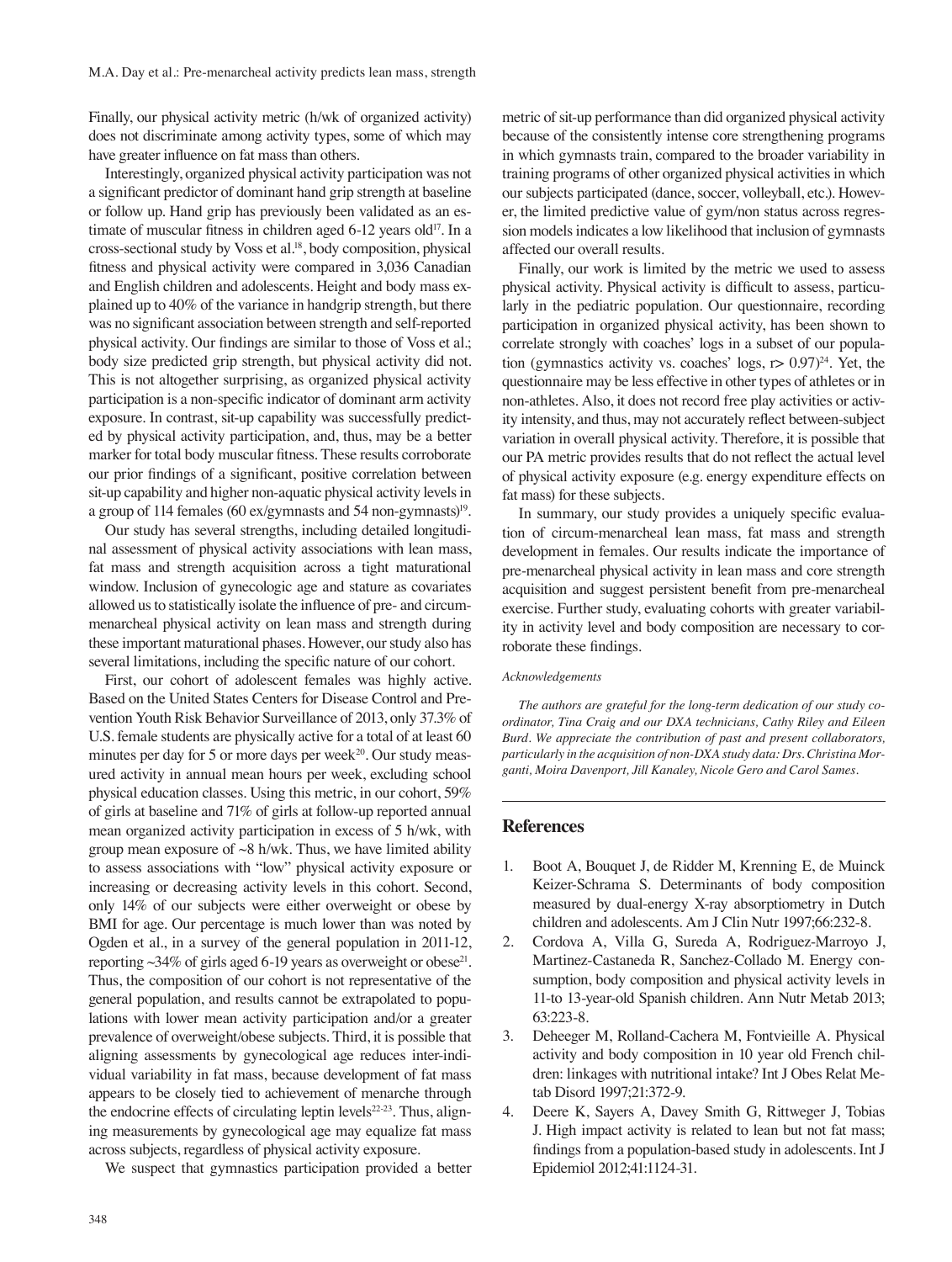Finally, our physical activity metric (h/wk of organized activity) does not discriminate among activity types, some of which may have greater influence on fat mass than others.

Interestingly, organized physical activity participation was not a significant predictor of dominant hand grip strength at baseline or follow up. Hand grip has previously been validated as an estimate of muscular fitness in children aged 6-12 years old[17]. In a cross-sectional study by Voss et al.[18], body composition, physical fitness and physical activity were compared in 3,036 Canadian and English children and adolescents. Height and body mass explained up to 40% of the variance in handgrip strength, but there was no significant association between strength and self-reported physical activity. Our findings are similar to those of Voss et al.; body size predicted grip strength, but physical activity did not. This is not altogether surprising, as organized physical activity participation is a non-specific indicator of dominant arm activity exposure. In contrast, sit-up capability was successfully predicted by physical activity participation, and, thus, may be a better marker for total body muscular fitness. These results corroborate our prior findings of a significant, positive correlation between sit-up capability and higher non-aquatic physical activity levels in a group of 114 females (60 ex/gymnasts and 54 non-gymnasts)[19].

Our study has several strengths, including detailed longitudinal assessment of physical activity associations with lean mass, fat mass and strength acquisition across a tight maturational window. Inclusion of gynecologic age and stature as covariates allowed us to statistically isolate the influence of pre- and circum-menarcheal physical activity on lean mass and strength during these important maturational phases. However, our study also has several limitations, including the specific nature of our cohort.

First, our cohort of adolescent females was highly active. Based on the United States Centers for Disease Control and Prevention Youth Risk Behavior Surveillance of 2013, only 37.3% of U.S. female students are physically active for a total of at least 60 minutes per day for 5 or more days per week[20]. Our study measured activity in annual mean hours per week, excluding school physical education classes. Using this metric, in our cohort, 59% of girls at baseline and 71% of girls at follow-up reported annual mean organized activity participation in excess of 5 h/wk, with group mean exposure of ~8 h/wk. Thus, we have limited ability to assess associations with "low" physical activity exposure or increasing or decreasing activity levels in this cohort. Second, only 14% of our subjects were either overweight or obese by BMI for age. Our percentage is much lower than was noted by Ogden et al., in a survey of the general population in 2011-12, reporting ~34% of girls aged 6-19 years as overweight or obese[21]. Thus, the composition of our cohort is not representative of the general population, and results cannot be extrapolated to populations with lower mean activity participation and/or a greater prevalence of overweight/obese subjects. Third, it is possible that aligning assessments by gynecological age reduces inter-individual variability in fat mass, because development of fat mass appears to be closely tied to achievement of menarche through the endocrine effects of circulating leptin levels[22-23]. Thus, aligning measurements by gynecological age may equalize fat mass across subjects, regardless of physical activity exposure.

We suspect that gymnastics participation provided a better metric of sit-up performance than did organized physical activity because of the consistently intense core strengthening programs in which gymnasts train, compared to the broader variability in training programs of other organized physical activities in which our subjects participated (dance, soccer, volleyball, etc.). However, the limited predictive value of gym/non status across regression models indicates a low likelihood that inclusion of gymnasts affected our overall results.

Finally, our work is limited by the metric we used to assess physical activity. Physical activity is difficult to assess, particularly in the pediatric population. Our questionnaire, recording participation in organized physical activity, has been shown to correlate strongly with coaches' logs in a subset of our population (gymnastics activity vs. coaches' logs, $r > 0.97$)[24]. Yet, the questionnaire may be less effective in other types of athletes or in non-athletes. Also, it does not record free play activities or activity intensity, and thus, may not accurately reflect between-subject variation in overall physical activity. Therefore, it is possible that our PA metric provides results that do not reflect the actual level of physical activity exposure (e.g. energy expenditure effects on fat mass) for these subjects.

In summary, our study provides a uniquely specific evaluation of circum-menarcheal lean mass, fat mass and strength development in females. Our results indicate the importance of pre-menarcheal physical activity in lean mass and core strength acquisition and suggest persistent benefit from pre-menarcheal exercise. Further study, evaluating cohorts with greater variability in activity level and body composition are necessary to corroborate these findings.

*Acknowledgements*

*The authors are grateful for the long-term dedication of our study coordinator, Tina Craig and our DXA technicians, Cathy Riley and Eileen Burd. We appreciate the contribution of past and present collaborators, particularly in the acquisition of non-DXA study data: Drs. Christina Morganti, Moira Davenport, Jill Kanaley, Nicole Gero and Carol Sames.*

## References

1. Boot A, Bouquet J, de Ridder M, Krenning E, de Muinck Keizer-Schrama S. Determinants of body composition measured by dual-energy X-ray absorptiometry in Dutch children and adolescents. Am J Clin Nutr 1997;66:232-8.
2. Cordova A, Villa G, Sureda A, Rodriguez-Marroyo J, Martinez-Castaneda R, Sanchez-Collado M. Energy consumption, body composition and physical activity levels in 11-to 13-year-old Spanish children. Ann Nutr Metab 2013; 63:223-8.
3. Deheeger M, Rolland-Cachera M, Fontvieille A. Physical activity and body composition in 10 year old French children: linkages with nutritional intake? Int J Obes Relat Metab Disord 1997;21:372-9.
4. Deere K, Sayers A, Davey Smith G, Rittweger J, Tobias J. High impact activity is related to lean but not fat mass; findings from a population-based study in adolescents. Int J Epidemiol 2012;41:1124-31.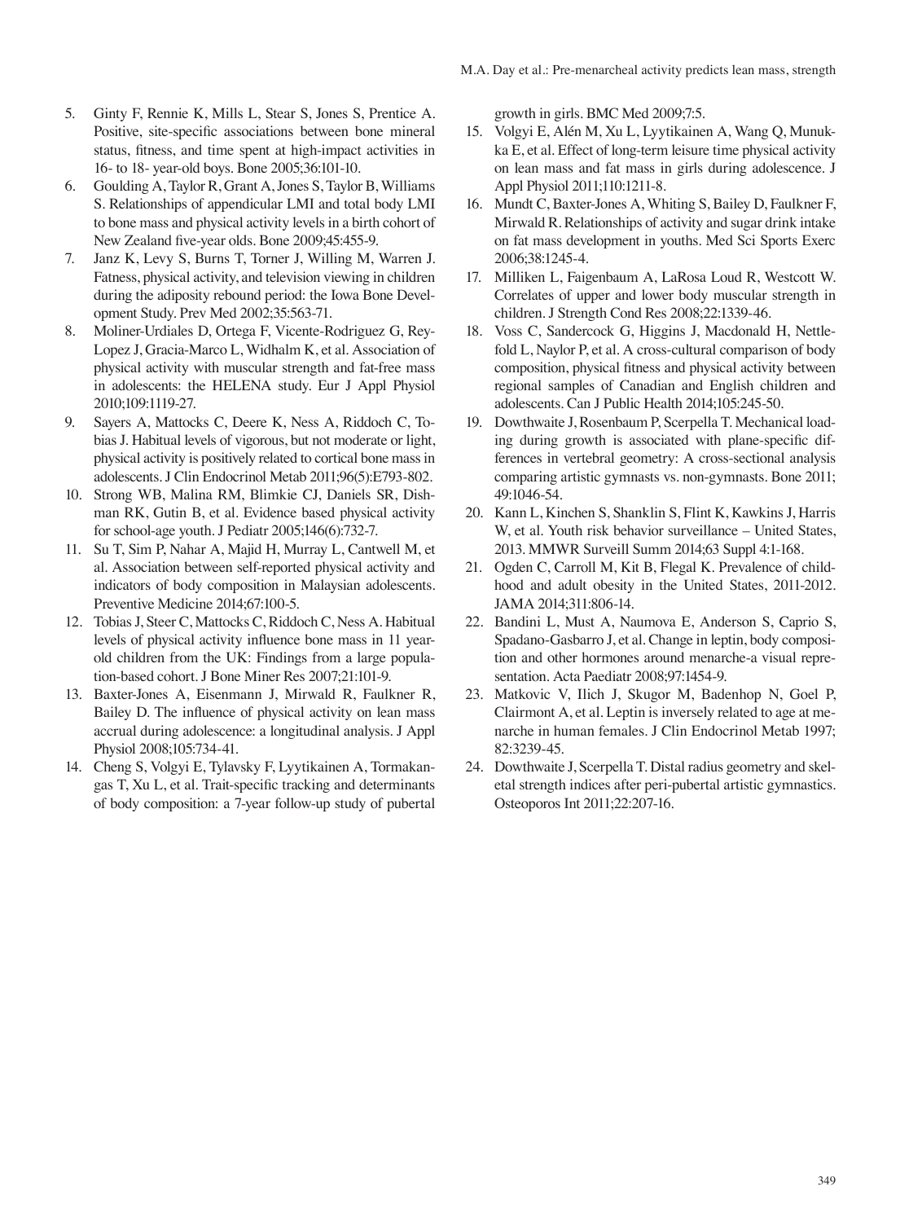5. Ginty F, Rennie K, Mills L, Stear S, Jones S, Prentice A. Positive, site-specific associations between bone mineral status, fitness, and time spent at high-impact activities in 16- to 18- year-old boys. Bone 2005;36:101-10.
6. Goulding A, Taylor R, Grant A, Jones S, Taylor B, Williams S. Relationships of appendicular LMI and total body LMI to bone mass and physical activity levels in a birth cohort of New Zealand five-year olds. Bone 2009;45:455-9.
7. Janz K, Levy S, Burns T, Torner J, Willing M, Warren J. Fatness, physical activity, and television viewing in children during the adiposity rebound period: the Iowa Bone Development Study. Prev Med 2002;35:563-71.
8. Moliner-Urdiales D, Ortega F, Vicente-Rodriguez G, Rey-Lopez J, Gracia-Marco L, Widhalm K, et al. Association of physical activity with muscular strength and fat-free mass in adolescents: the HELENA study. Eur J Appl Physiol 2010;109:1119-27.
9. Sayers A, Mattocks C, Deere K, Ness A, Riddoch C, Tobias J. Habitual levels of vigorous, but not moderate or light, physical activity is positively related to cortical bone mass in adolescents. J Clin Endocrinol Metab 2011;96(5):E793-802.
10. Strong WB, Malina RM, Blimkie CJ, Daniels SR, Dishman RK, Gutin B, et al. Evidence based physical activity for school-age youth. J Pediatr 2005;146(6):732-7.
11. Su T, Sim P, Nahar A, Majid H, Murray L, Cantwell M, et al. Association between self-reported physical activity and indicators of body composition in Malaysian adolescents. Preventive Medicine 2014;67:100-5.
12. Tobias J, Steer C, Mattocks C, Riddoch C, Ness A. Habitual levels of physical activity influence bone mass in 11 year-old children from the UK: Findings from a large population-based cohort. J Bone Miner Res 2007;21:101-9.
13. Baxter-Jones A, Eisenmann J, Mirwald R, Faulkner R, Bailey D. The influence of physical activity on lean mass accrual during adolescence: a longitudinal analysis. J Appl Physiol 2008;105:734-41.
14. Cheng S, Volgyi E, Tylavsky F, Lyytikainen A, Tormakangas T, Xu L, et al. Trait-specific tracking and determinants of body composition: a 7-year follow-up study of pubertal growth in girls. BMC Med 2009;7:5.
15. Volgyi E, Alén M, Xu L, Lyytikainen A, Wang Q, Munukka E, et al. Effect of long-term leisure time physical activity on lean mass and fat mass in girls during adolescence. J Appl Physiol 2011;110:1211-8.
16. Mundt C, Baxter-Jones A, Whiting S, Bailey D, Faulkner F, Mirwald R. Relationships of activity and sugar drink intake on fat mass development in youths. Med Sci Sports Exerc 2006;38:1245-4.
17. Milliken L, Faigenbaum A, LaRosa Loud R, Westcott W. Correlates of upper and lower body muscular strength in children. J Strength Cond Res 2008;22:1339-46.
18. Voss C, Sandercock G, Higgins J, Macdonald H, Nettlefold L, Naylor P, et al. A cross-cultural comparison of body composition, physical fitness and physical activity between regional samples of Canadian and English children and adolescents. Can J Public Health 2014;105:245-50.
19. Dowthwaite J, Rosenbaum P, Scerpella T. Mechanical loading during growth is associated with plane-specific differences in vertebral geometry: A cross-sectional analysis comparing artistic gymnasts vs. non-gymnasts. Bone 2011; 49:1046-54.
20. Kann L, Kinchen S, Shanklin S, Flint K, Kawkins J, Harris W, et al. Youth risk behavior surveillance – United States, 2013. MMWR Surveill Summ 2014;63 Suppl 4:1-168.
21. Ogden C, Carroll M, Kit B, Flegal K. Prevalence of childhood and adult obesity in the United States, 2011-2012. JAMA 2014;311:806-14.
22. Bandini L, Must A, Naumova E, Anderson S, Caprio S, Spadano-Gasbarro J, et al. Change in leptin, body composition and other hormones around menarche-a visual representation. Acta Paediatr 2008;97:1454-9.
23. Matkovic V, Ilich J, Skugor M, Badenhop N, Goel P, Clairmont A, et al. Leptin is inversely related to age at menarche in human females. J Clin Endocrinol Metab 1997; 82:3239-45.
24. Dowthwaite J, Scerpella T. Distal radius geometry and skeletal strength indices after peri-pubertal artistic gymnastics. Osteoporos Int 2011;22:207-16.